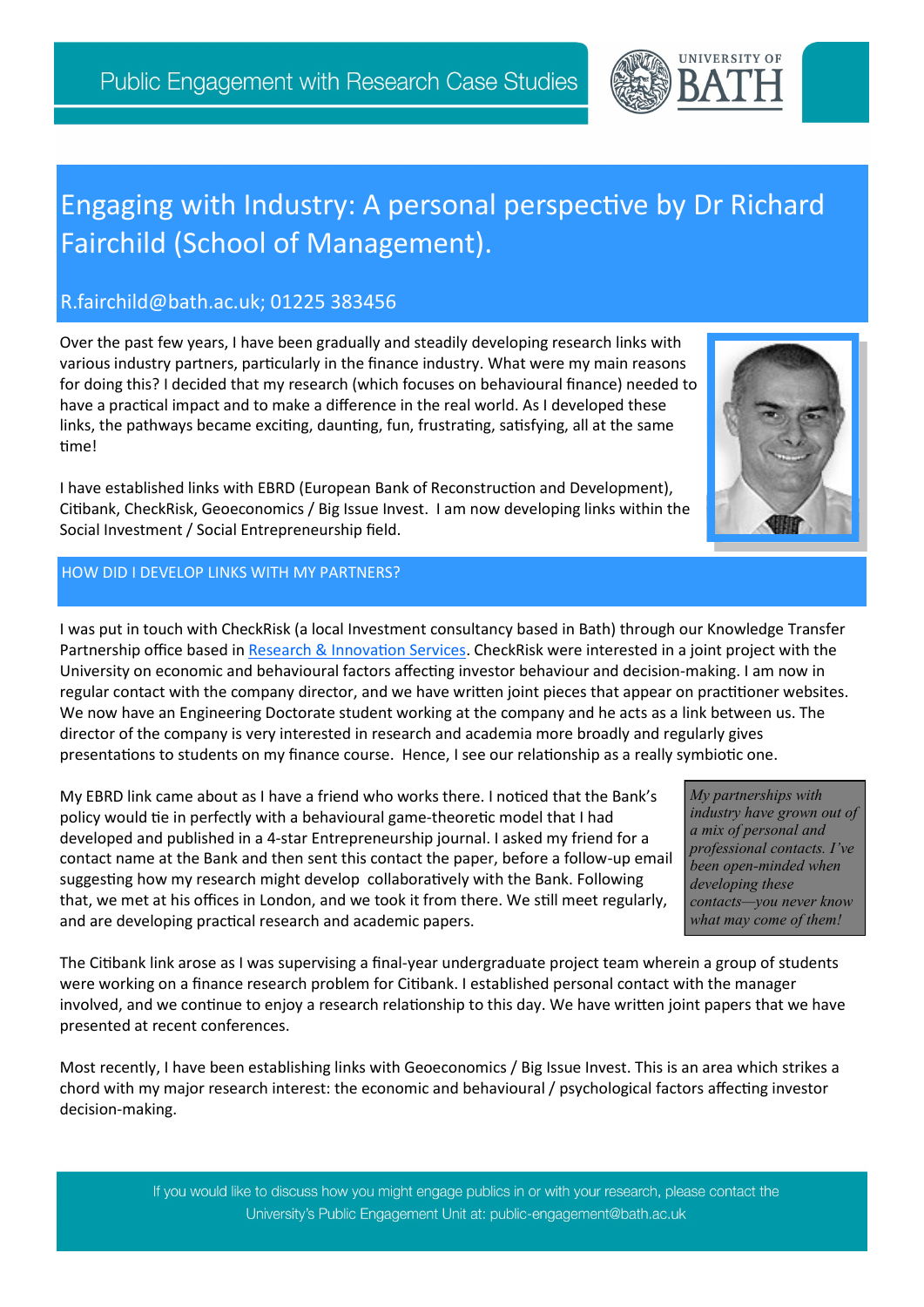Public Engagement with Research Case Studies

# Engaging with Industry: A personal perspective by Dr Richard Fairchild (School of Management).

R.fairchild@bath.ac.uk; 01225 383456

Over the past few years, I have been gradually and steadily developing research links with various industry partners, particularly in the finance industry. What were my main reasons for doing this? I decided that my research (which focuses on behavioural finance) needed to have a practical impact and to make a difference in the real world. As I developed these links, the pathways became exciting, daunting, fun, frustrating, satisfying, all at the same time!

I have established links with EBRD (European Bank of Reconstruction and Development), Citibank, CheckRisk, Geoeconomics / Big Issue Invest. I am now developing links within the Social Investment / Social Entrepreneurship field.

## HOW DID I DEVELOP LINKS WITH MY PARTNERS?

I was put in touch with CheckRisk (a local Investment consultancy based in Bath) through our Knowledge Transfer Partnership office based in Research & Innovation Services. CheckRisk were interested in a joint project with the University on economic and behavioural factors affecting investor behaviour and decision-making. I am now in regular contact with the company director, and we have written joint pieces that appear on practitioner websites. We now have an Engineering Doctorate student working at the company and he acts as a link between us. The director of the company is very interested in research and academia more broadly and regularly gives presentations to students on my finance course. Hence, I see our relationship as a really symbiotic one.

My EBRD link came about as I have a friend who works there. I noticed that the Bank's policy would tie in perfectly with a behavioural game-theoretic model that I had developed and published in a 4-star Entrepreneurship journal. I asked my friend for a contact name at the Bank and then sent this contact the paper, before a follow-up email suggesting how my research might develop collaboratively with the Bank. Following that, we met at his offices in London, and we took it from there. We still meet regularly, and are developing practical research and academic papers.

> *My partnerships with industry have grown out of a mix of personal and professional contacts. I've been open-minded when developing these contacts—you never know what may come of them!*

The Citibank link arose as I was supervising a final-year undergraduate project team wherein a group of students were working on a finance research problem for Citibank. I established personal contact with the manager involved, and we continue to enjoy a research relationship to this day. We have written joint papers that we have presented at recent conferences.

Most recently, I have been establishing links with Geoeconomics / Big Issue Invest. This is an area which strikes a chord with my major research interest: the economic and behavioural / psychological factors affecting investor decision-making.

If you would like to discuss how you might engage publics in or with your research, please contact the University's Public Engagement Unit at: public-engagement@bath.ac.uk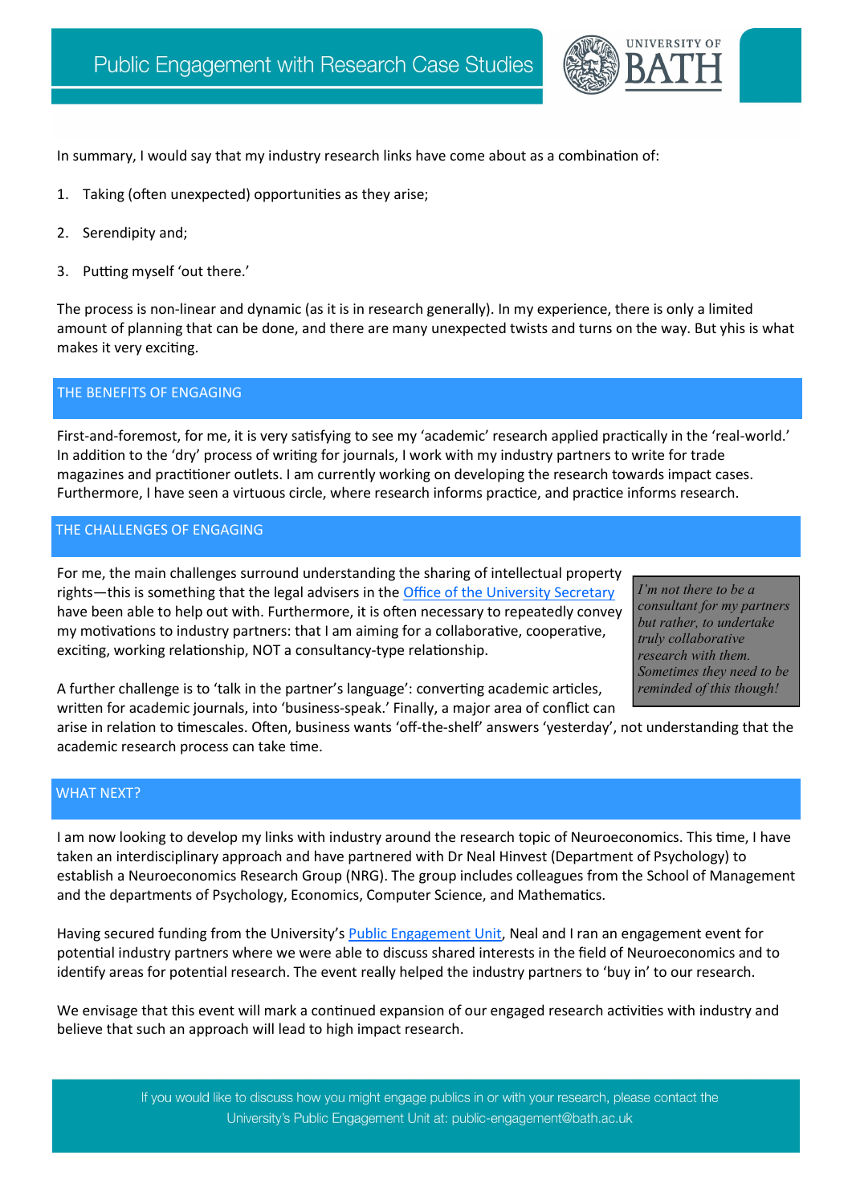In summary, I would say that my industry research links have come about as a combination of:

1. Taking (often unexpected) opportunities as they arise;
2. Serendipity and;
3. Putting myself 'out there.'

The process is non-linear and dynamic (as it is in research generally). In my experience, there is only a limited amount of planning that can be done, and there are many unexpected twists and turns on the way. But yhis is what makes it very exciting.

## THE BENEFITS OF ENGAGING

First-and-foremost, for me, it is very satisfying to see my 'academic' research applied practically in the 'real-world.' In addition to the 'dry' process of writing for journals, I work with my industry partners to write for trade magazines and practitioner outlets. I am currently working on developing the research towards impact cases. Furthermore, I have seen a virtuous circle, where research informs practice, and practice informs research.

## THE CHALLENGES OF ENGAGING

For me, the main challenges surround understanding the sharing of intellectual property rights—this is something that the legal advisers in the [Office of the University Secretary]() have been able to help out with. Furthermore, it is often necessary to repeatedly convey my motivations to industry partners: that I am aiming for a collaborative, cooperative, exciting, working relationship, NOT a consultancy-type relationship.

*I'm not there to be a consultant for my partners but rather, to undertake truly collaborative research with them. Sometimes they need to be reminded of this though!*

A further challenge is to 'talk in the partner's language': converting academic articles, written for academic journals, into 'business-speak.' Finally, a major area of conflict can arise in relation to timescales. Often, business wants 'off-the-shelf' answers 'yesterday', not understanding that the academic research process can take time.

## WHAT NEXT?

I am now looking to develop my links with industry around the research topic of Neuroeconomics. This time, I have taken an interdisciplinary approach and have partnered with Dr Neal Hinvest (Department of Psychology) to establish a Neuroeconomics Research Group (NRG). The group includes colleagues from the School of Management and the departments of Psychology, Economics, Computer Science, and Mathematics.

Having secured funding from the University's [Public Engagement Unit](), Neal and I ran an engagement event for potential industry partners where we were able to discuss shared interests in the field of Neuroeconomics and to identify areas for potential research. The event really helped the industry partners to 'buy in' to our research.

We envisage that this event will mark a continued expansion of our engaged research activities with industry and believe that such an approach will lead to high impact research.

If you would like to discuss how you might engage publics in or with your research, please contact the University's Public Engagement Unit at: public-engagement@bath.ac.uk